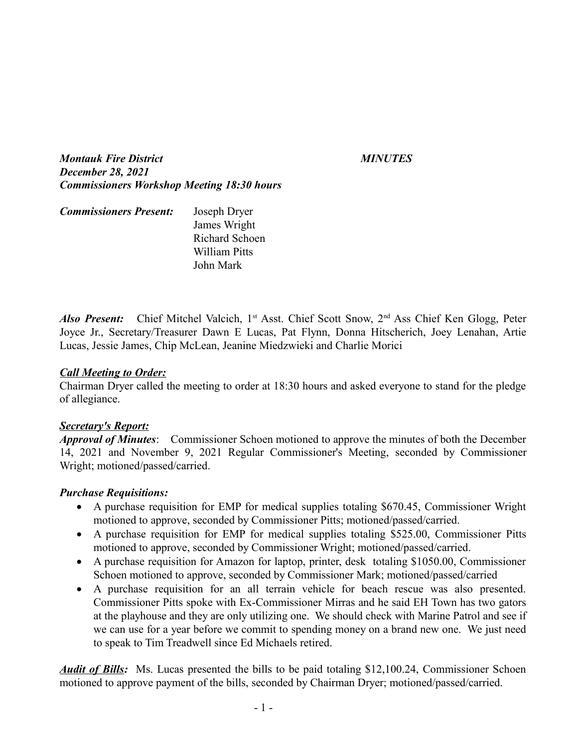***Montauk Fire District*** ***MINUTES***
***December 28, 2021***
***Commissioners Workshop Meeting 18:30 hours***

***Commissioners Present:*** Joseph Dryer
James Wright
Richard Schoen
William Pitts
John Mark

***Also Present:*** Chief Mitchel Valcich, 1st Asst. Chief Scott Snow, 2nd Ass Chief Ken Glogg, Peter Joyce Jr., Secretary/Treasurer Dawn E Lucas, Pat Flynn, Donna Hitscherich, Joey Lenahan, Artie Lucas, Jessie James, Chip McLean, Jeanine Miedzwieki and Charlie Morici

***<u>Call Meeting to Order:</u>***
Chairman Dryer called the meeting to order at 18:30 hours and asked everyone to stand for the pledge of allegiance.

***<u>Secretary's Report:</u>***
***Approval of Minutes***: Commissioner Schoen motioned to approve the minutes of both the December 14, 2021 and November 9, 2021 Regular Commissioner's Meeting, seconded by Commissioner Wright; motioned/passed/carried.

***Purchase Requisitions:***

- A purchase requisition for EMP for medical supplies totaling $670.45, Commissioner Wright motioned to approve, seconded by Commissioner Pitts; motioned/passed/carried.
- A purchase requisition for EMP for medical supplies totaling $525.00, Commissioner Pitts motioned to approve, seconded by Commissioner Wright; motioned/passed/carried.
- A purchase requisition for Amazon for laptop, printer, desk totaling $1050.00, Commissioner Schoen motioned to approve, seconded by Commissioner Mark; motioned/passed/carried
- A purchase requisition for an all terrain vehicle for beach rescue was also presented. Commissioner Pitts spoke with Ex-Commissioner Mirras and he said EH Town has two gators at the playhouse and they are only utilizing one. We should check with Marine Patrol and see if we can use for a year before we commit to spending money on a brand new one. We just need to speak to Tim Treadwell since Ed Michaels retired.

***<u>Audit of Bills</u>:*** Ms. Lucas presented the bills to be paid totaling $12,100.24, Commissioner Schoen motioned to approve payment of the bills, seconded by Chairman Dryer; motioned/passed/carried.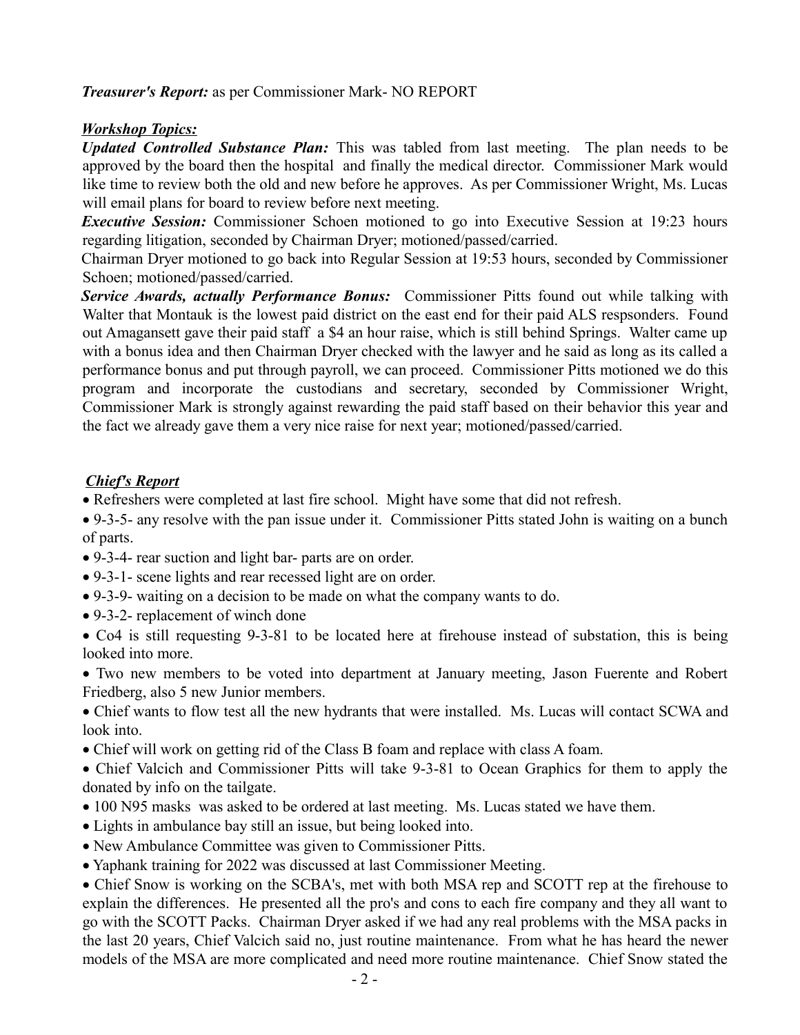***Treasurer's Report:*** as per Commissioner Mark- NO REPORT

***Workshop Topics:***

***Updated Controlled Substance Plan:*** This was tabled from last meeting. The plan needs to be approved by the board then the hospital and finally the medical director. Commissioner Mark would like time to review both the old and new before he approves. As per Commissioner Wright, Ms. Lucas will email plans for board to review before next meeting.

***Executive Session:*** Commissioner Schoen motioned to go into Executive Session at 19:23 hours regarding litigation, seconded by Chairman Dryer; motioned/passed/carried.

Chairman Dryer motioned to go back into Regular Session at 19:53 hours, seconded by Commissioner Schoen; motioned/passed/carried.

***Service Awards, actually Performance Bonus:*** Commissioner Pitts found out while talking with Walter that Montauk is the lowest paid district on the east end for their paid ALS respsonders. Found out Amagansett gave their paid staff a $4 an hour raise, which is still behind Springs. Walter came up with a bonus idea and then Chairman Dryer checked with the lawyer and he said as long as its called a performance bonus and put through payroll, we can proceed. Commissioner Pitts motioned we do this program and incorporate the custodians and secretary, seconded by Commissioner Wright, Commissioner Mark is strongly against rewarding the paid staff based on their behavior this year and the fact we already gave them a very nice raise for next year; motioned/passed/carried.

***Chief's Report***

- Refreshers were completed at last fire school. Might have some that did not refresh.
- 9-3-5- any resolve with the pan issue under it. Commissioner Pitts stated John is waiting on a bunch of parts.
- 9-3-4- rear suction and light bar- parts are on order.
- 9-3-1- scene lights and rear recessed light are on order.
- 9-3-9- waiting on a decision to be made on what the company wants to do.
- 9-3-2- replacement of winch done
- Co4 is still requesting 9-3-81 to be located here at firehouse instead of substation, this is being looked into more.
- Two new members to be voted into department at January meeting, Jason Fuerente and Robert Friedberg, also 5 new Junior members.
- Chief wants to flow test all the new hydrants that were installed. Ms. Lucas will contact SCWA and look into.
- Chief will work on getting rid of the Class B foam and replace with class A foam.
- Chief Valcich and Commissioner Pitts will take 9-3-81 to Ocean Graphics for them to apply the donated by info on the tailgate.
- 100 N95 masks was asked to be ordered at last meeting. Ms. Lucas stated we have them.
- Lights in ambulance bay still an issue, but being looked into.
- New Ambulance Committee was given to Commissioner Pitts.
- Yaphank training for 2022 was discussed at last Commissioner Meeting.
- Chief Snow is working on the SCBA's, met with both MSA rep and SCOTT rep at the firehouse to explain the differences. He presented all the pro's and cons to each fire company and they all want to go with the SCOTT Packs. Chairman Dryer asked if we had any real problems with the MSA packs in the last 20 years, Chief Valcich said no, just routine maintenance. From what he has heard the newer models of the MSA are more complicated and need more routine maintenance. Chief Snow stated the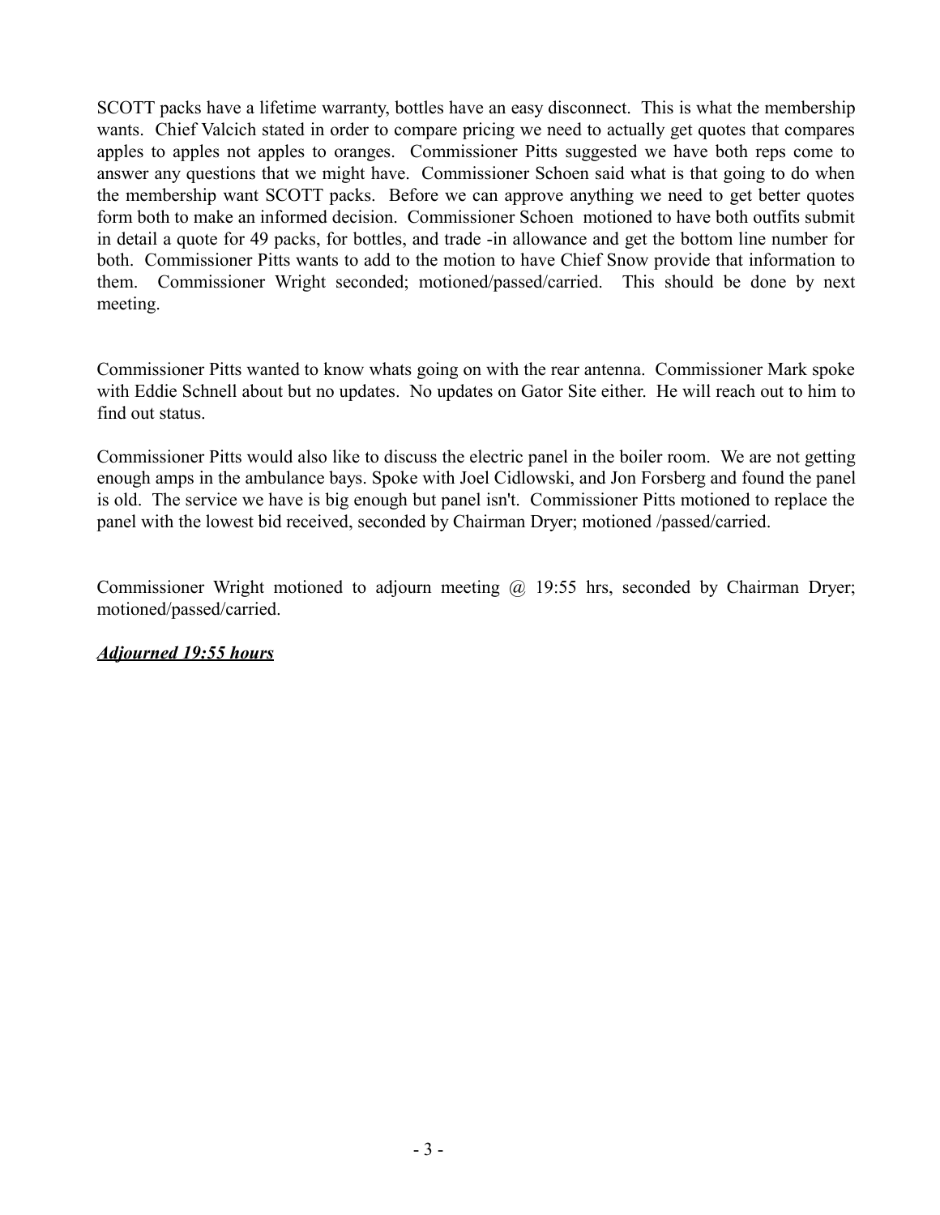SCOTT packs have a lifetime warranty, bottles have an easy disconnect. This is what the membership wants. Chief Valcich stated in order to compare pricing we need to actually get quotes that compares apples to apples not apples to oranges. Commissioner Pitts suggested we have both reps come to answer any questions that we might have. Commissioner Schoen said what is that going to do when the membership want SCOTT packs. Before we can approve anything we need to get better quotes form both to make an informed decision. Commissioner Schoen motioned to have both outfits submit in detail a quote for 49 packs, for bottles, and trade -in allowance and get the bottom line number for both. Commissioner Pitts wants to add to the motion to have Chief Snow provide that information to them. Commissioner Wright seconded; motioned/passed/carried. This should be done by next meeting.

Commissioner Pitts wanted to know whats going on with the rear antenna. Commissioner Mark spoke with Eddie Schnell about but no updates. No updates on Gator Site either. He will reach out to him to find out status.

Commissioner Pitts would also like to discuss the electric panel in the boiler room. We are not getting enough amps in the ambulance bays. Spoke with Joel Cidlowski, and Jon Forsberg and found the panel is old. The service we have is big enough but panel isn't. Commissioner Pitts motioned to replace the panel with the lowest bid received, seconded by Chairman Dryer; motioned /passed/carried.

Commissioner Wright motioned to adjourn meeting @ 19:55 hrs, seconded by Chairman Dryer; motioned/passed/carried.

***Adjourned 19:55 hours***